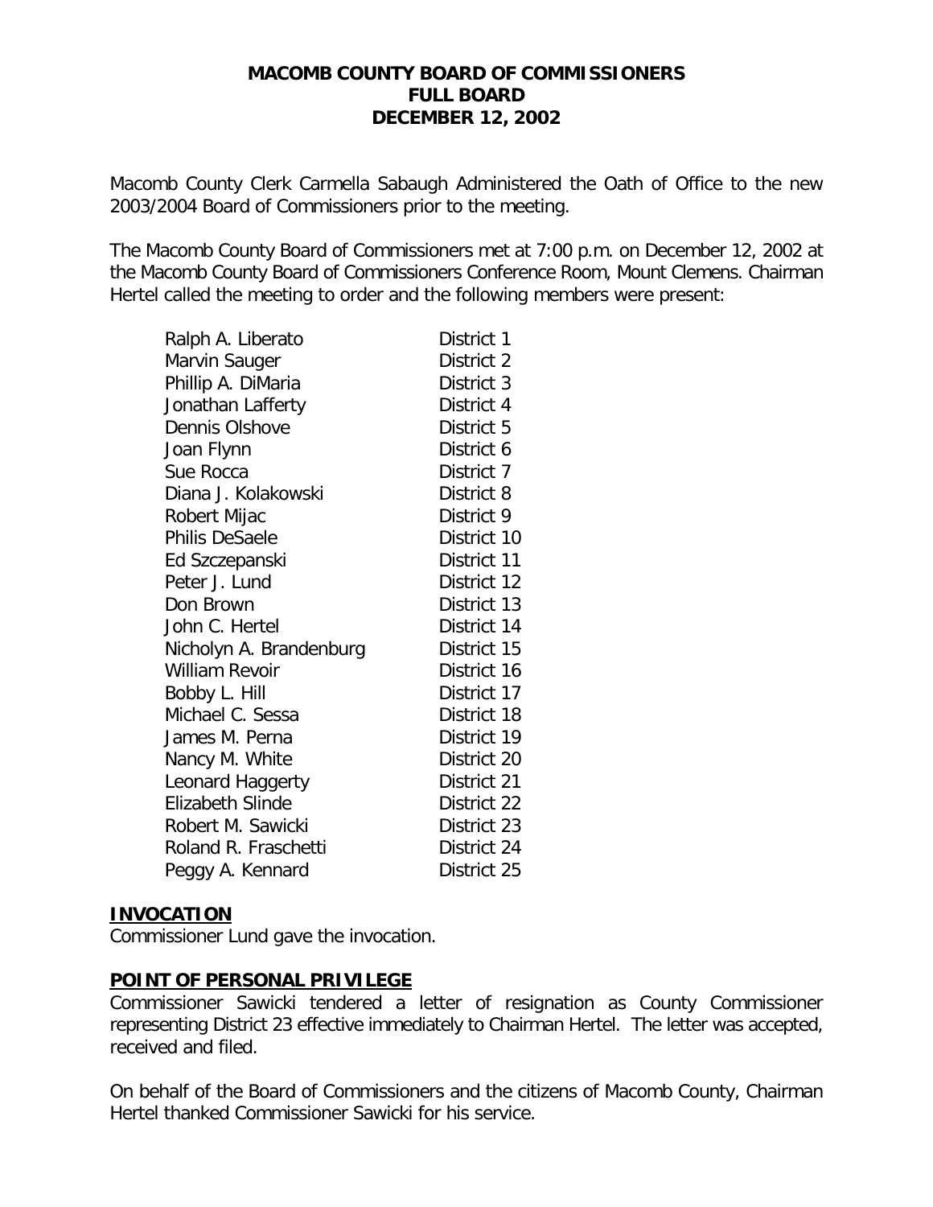# MACOMB COUNTY BOARD OF COMMISSIONERS
## FULL BOARD
## DECEMBER 12, 2002

Macomb County Clerk Carmella Sabaugh Administered the Oath of Office to the new 2003/2004 Board of Commissioners prior to the meeting.

The Macomb County Board of Commissioners met at 7:00 p.m. on December 12, 2002 at the Macomb County Board of Commissioners Conference Room, Mount Clemens. Chairman Hertel called the meeting to order and the following members were present:

| | |
|---|---|
| Ralph A. Liberato | District 1 |
| Marvin Sauger | District 2 |
| Phillip A. DiMaria | District 3 |
| Jonathan Lafferty | District 4 |
| Dennis Olshove | District 5 |
| Joan Flynn | District 6 |
| Sue Rocca | District 7 |
| Diana J. Kolakowski | District 8 |
| Robert Mijac | District 9 |
| Philis DeSaele | District 10 |
| Ed Szczepanski | District 11 |
| Peter J. Lund | District 12 |
| Don Brown | District 13 |
| John C. Hertel | District 14 |
| Nicholyn A. Brandenburg | District 15 |
| William Revoir | District 16 |
| Bobby L. Hill | District 17 |
| Michael C. Sessa | District 18 |
| James M. Perna | District 19 |
| Nancy M. White | District 20 |
| Leonard Haggerty | District 21 |
| Elizabeth Slinde | District 22 |
| Robert M. Sawicki | District 23 |
| Roland R. Fraschetti | District 24 |
| Peggy A. Kennard | District 25 |

**INVOCATION**

Commissioner Lund gave the invocation.

**POINT OF PERSONAL PRIVILEGE**

Commissioner Sawicki tendered a letter of resignation as County Commissioner representing District 23 effective immediately to Chairman Hertel. The letter was accepted, received and filed.

On behalf of the Board of Commissioners and the citizens of Macomb County, Chairman Hertel thanked Commissioner Sawicki for his service.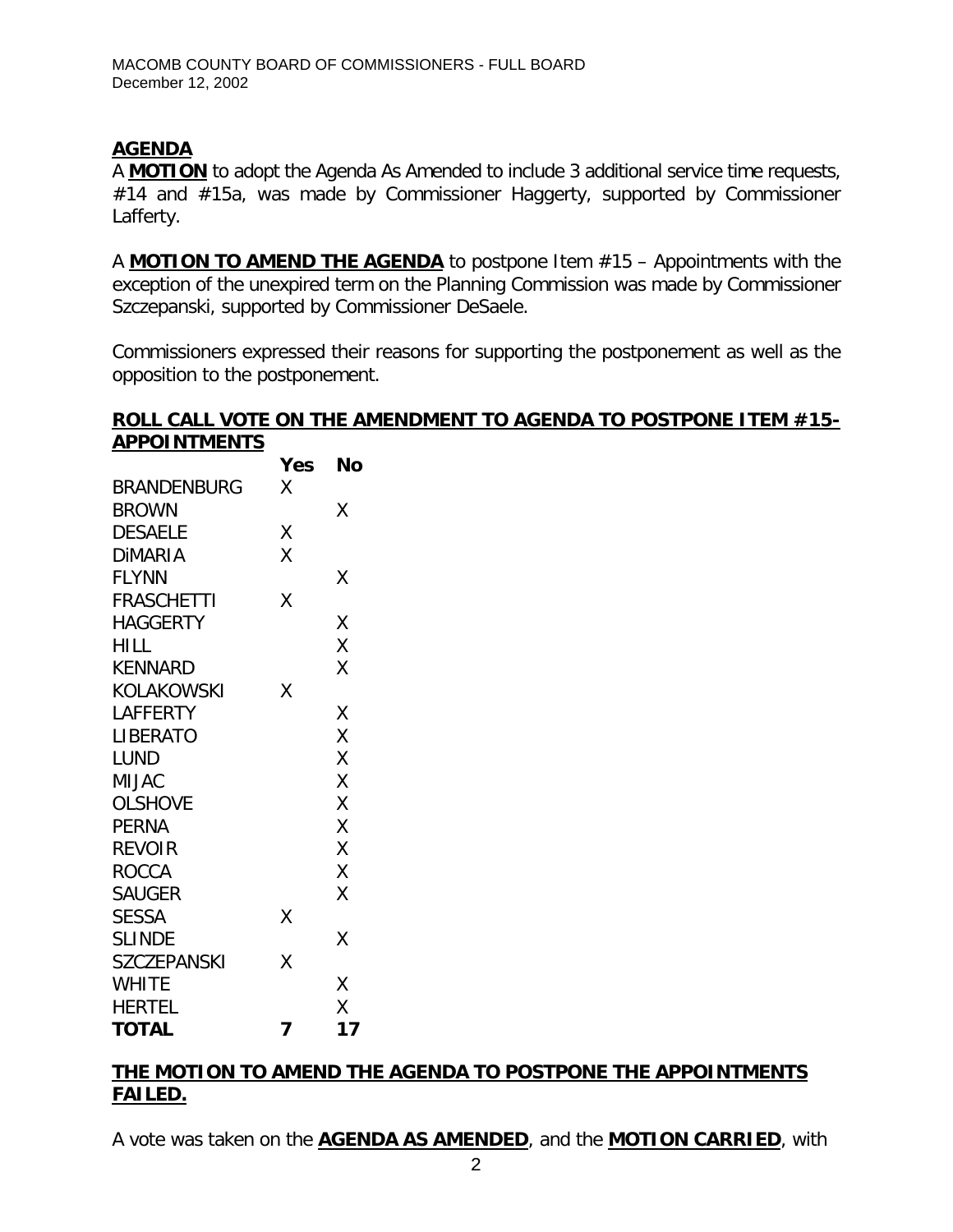## AGENDA

A **MOTION** to adopt the Agenda As Amended to include 3 additional service time requests, #14 and #15a, was made by Commissioner Haggerty, supported by Commissioner Lafferty.

A **MOTION TO AMEND THE AGENDA** to postpone Item #15 – Appointments with the exception of the unexpired term on the Planning Commission was made by Commissioner Szczepanski, supported by Commissioner DeSaele.

Commissioners expressed their reasons for supporting the postponement as well as the opposition to the postponement.

**ROLL CALL VOTE ON THE AMENDMENT TO AGENDA TO POSTPONE ITEM #15- APPOINTMENTS**

| | Yes | No |
|---|---|---|
| BRANDENBURG | X | |
| BROWN | | X |
| DESAELE | X | |
| DiMARIA | X | |
| FLYNN | | X |
| FRASCHETTI | X | |
| HAGGERTY | | X |
| HILL | | X |
| KENNARD | | X |
| KOLAKOWSKI | X | |
| LAFFERTY | | X |
| LIBERATO | | X |
| LUND | | X |
| MIJAC | | X |
| OLSHOVE | | X |
| PERNA | | X |
| REVOIR | | X |
| ROCCA | | X |
| SAUGER | | X |
| SESSA | X | |
| SLINDE | | X |
| SZCZEPANSKI | X | |
| WHITE | | X |
| HERTEL | | X |
| **TOTAL** | **7** | **17** |

**THE MOTION TO AMEND THE AGENDA TO POSTPONE THE APPOINTMENTS FAILED.**

A vote was taken on the **AGENDA AS AMENDED**, and the **MOTION CARRIED**, with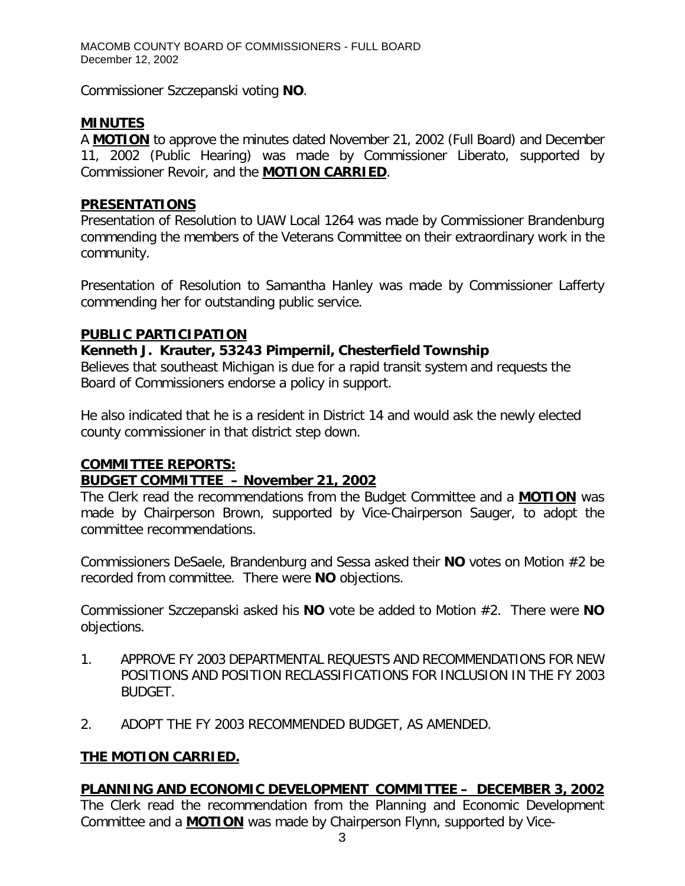Commissioner Szczepanski voting **NO**.

## MINUTES

A **MOTION** to approve the minutes dated November 21, 2002 (Full Board) and December 11, 2002 (Public Hearing) was made by Commissioner Liberato, supported by Commissioner Revoir, and the **MOTION CARRIED**.

## PRESENTATIONS

Presentation of Resolution to UAW Local 1264 was made by Commissioner Brandenburg commending the members of the Veterans Committee on their extraordinary work in the community.

Presentation of Resolution to Samantha Hanley was made by Commissioner Lafferty commending her for outstanding public service.

## PUBLIC PARTICIPATION

**Kenneth J. Krauter, 53243 Pimpernil, Chesterfield Township**

Believes that southeast Michigan is due for a rapid transit system and requests the Board of Commissioners endorse a policy in support.

He also indicated that he is a resident in District 14 and would ask the newly elected county commissioner in that district step down.

## COMMITTEE REPORTS:

### BUDGET COMMITTEE – November 21, 2002

The Clerk read the recommendations from the Budget Committee and a **MOTION** was made by Chairperson Brown, supported by Vice-Chairperson Sauger, to adopt the committee recommendations.

Commissioners DeSaele, Brandenburg and Sessa asked their **NO** votes on Motion #2 be recorded from committee. There were **NO** objections.

Commissioner Szczepanski asked his **NO** vote be added to Motion #2. There were **NO** objections.

1. APPROVE FY 2003 DEPARTMENTAL REQUESTS AND RECOMMENDATIONS FOR NEW POSITIONS AND POSITION RECLASSIFICATIONS FOR INCLUSION IN THE FY 2003 BUDGET.
2. ADOPT THE FY 2003 RECOMMENDED BUDGET, AS AMENDED.

**THE MOTION CARRIED.**

### PLANNING AND ECONOMIC DEVELOPMENT COMMITTEE – DECEMBER 3, 2002

The Clerk read the recommendation from the Planning and Economic Development Committee and a **MOTION** was made by Chairperson Flynn, supported by Vice-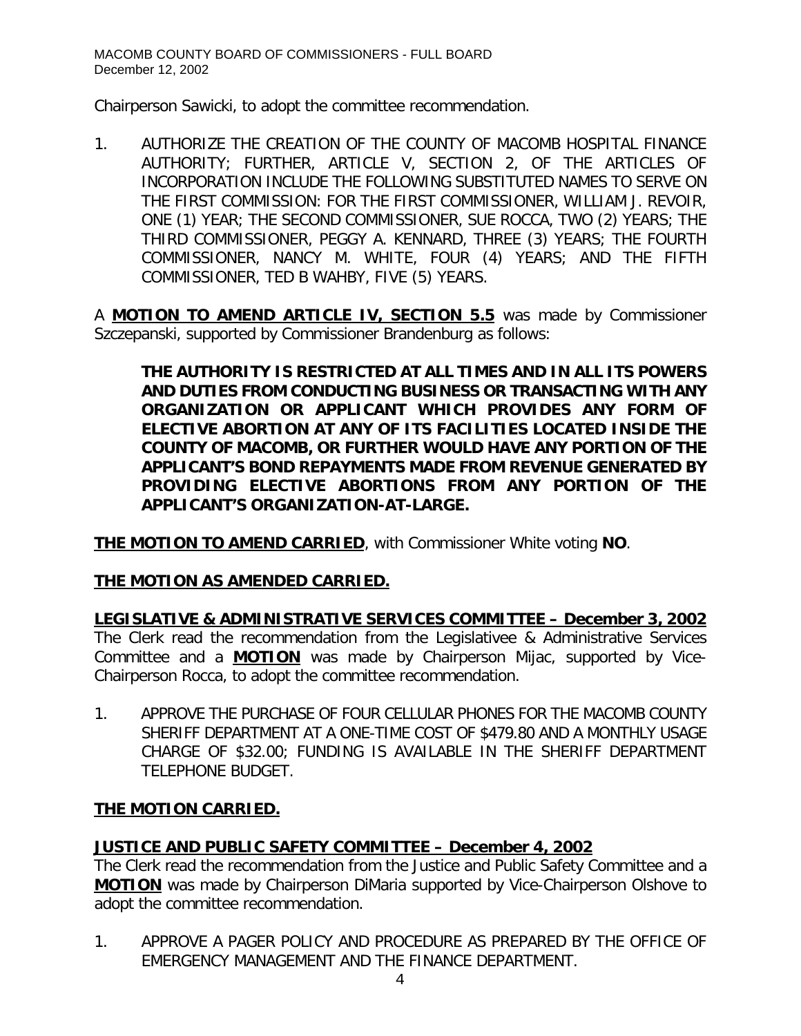Chairperson Sawicki, to adopt the committee recommendation.

1. AUTHORIZE THE CREATION OF THE COUNTY OF MACOMB HOSPITAL FINANCE AUTHORITY; FURTHER, ARTICLE V, SECTION 2, OF THE ARTICLES OF INCORPORATION INCLUDE THE FOLLOWING SUBSTITUTED NAMES TO SERVE ON THE FIRST COMMISSION: FOR THE FIRST COMMISSIONER, WILLIAM J. REVOIR, ONE (1) YEAR; THE SECOND COMMISSIONER, SUE ROCCA, TWO (2) YEARS; THE THIRD COMMISSIONER, PEGGY A. KENNARD, THREE (3) YEARS; THE FOURTH COMMISSIONER, NANCY M. WHITE, FOUR (4) YEARS; AND THE FIFTH COMMISSIONER, TED B WAHBY, FIVE (5) YEARS.

A **MOTION TO AMEND ARTICLE IV, SECTION 5.5** was made by Commissioner Szczepanski, supported by Commissioner Brandenburg as follows:

> **THE AUTHORITY IS RESTRICTED AT ALL TIMES AND IN ALL ITS POWERS AND DUTIES FROM CONDUCTING BUSINESS OR TRANSACTING WITH ANY ORGANIZATION OR APPLICANT WHICH PROVIDES ANY FORM OF ELECTIVE ABORTION AT ANY OF ITS FACILITIES LOCATED INSIDE THE COUNTY OF MACOMB, OR FURTHER WOULD HAVE ANY PORTION OF THE APPLICANT'S BOND REPAYMENTS MADE FROM REVENUE GENERATED BY PROVIDING ELECTIVE ABORTIONS FROM ANY PORTION OF THE APPLICANT'S ORGANIZATION-AT-LARGE.**

**THE MOTION TO AMEND CARRIED**, with Commissioner White voting **NO**.

**THE MOTION AS AMENDED CARRIED.**

**LEGISLATIVE & ADMINISTRATIVE SERVICES COMMITTEE – December 3, 2002**

The Clerk read the recommendation from the Legislativee & Administrative Services Committee and a **MOTION** was made by Chairperson Mijac, supported by Vice-Chairperson Rocca, to adopt the committee recommendation.

1. APPROVE THE PURCHASE OF FOUR CELLULAR PHONES FOR THE MACOMB COUNTY SHERIFF DEPARTMENT AT A ONE-TIME COST OF $479.80 AND A MONTHLY USAGE CHARGE OF $32.00; FUNDING IS AVAILABLE IN THE SHERIFF DEPARTMENT TELEPHONE BUDGET.

**THE MOTION CARRIED.**

**JUSTICE AND PUBLIC SAFETY COMMITTEE – December 4, 2002**

The Clerk read the recommendation from the Justice and Public Safety Committee and a **MOTION** was made by Chairperson DiMaria supported by Vice-Chairperson Olshove to adopt the committee recommendation.

1. APPROVE A PAGER POLICY AND PROCEDURE AS PREPARED BY THE OFFICE OF EMERGENCY MANAGEMENT AND THE FINANCE DEPARTMENT.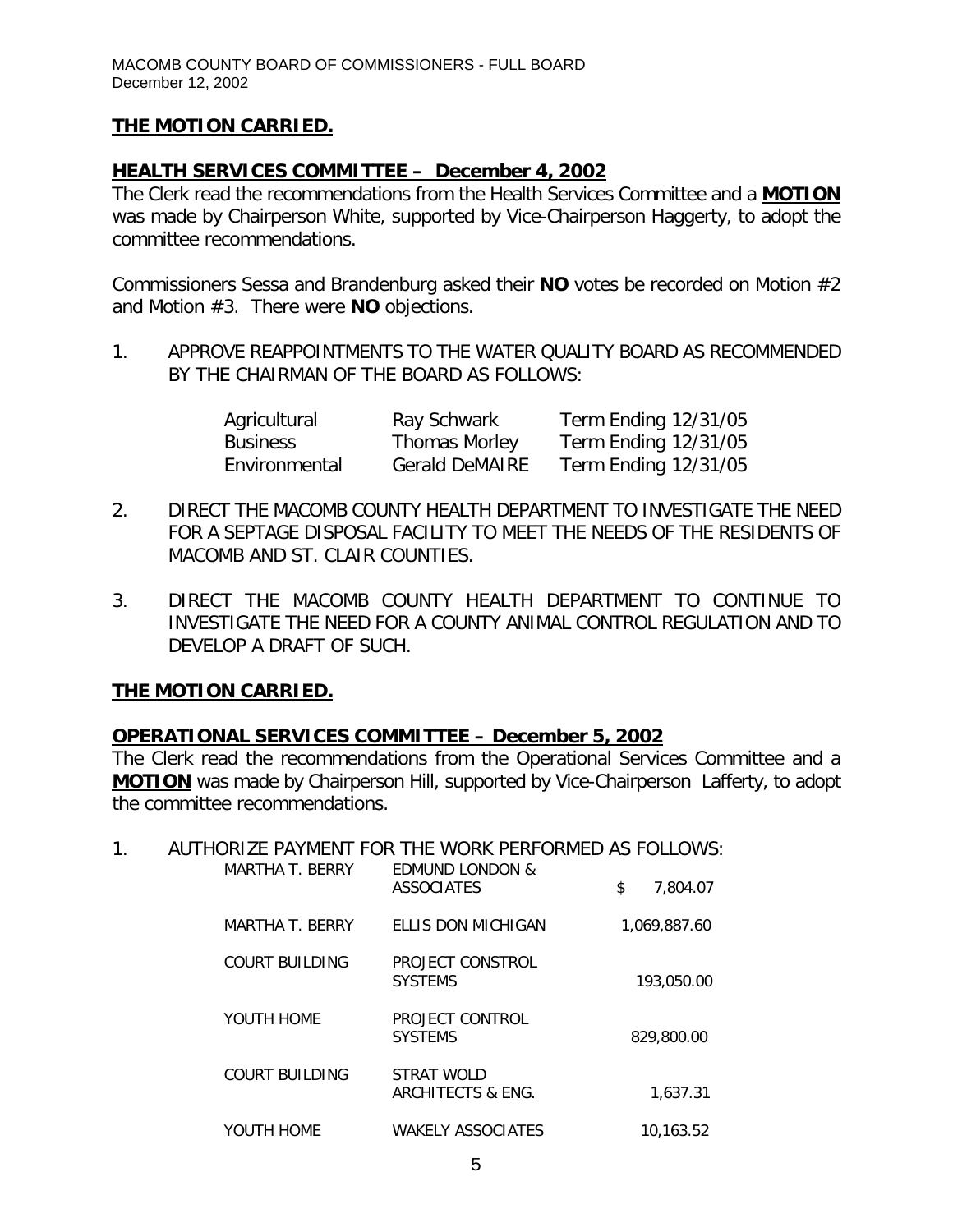**THE MOTION CARRIED.**

**HEALTH SERVICES COMMITTEE – December 4, 2002**

The Clerk read the recommendations from the Health Services Committee and a **MOTION** was made by Chairperson White, supported by Vice-Chairperson Haggerty, to adopt the committee recommendations.

Commissioners Sessa and Brandenburg asked their **NO** votes be recorded on Motion #2 and Motion #3. There were **NO** objections.

1. APPROVE REAPPOINTMENTS TO THE WATER QUALITY BOARD AS RECOMMENDED BY THE CHAIRMAN OF THE BOARD AS FOLLOWS:

| | | |
|---|---|---|
| Agricultural | Ray Schwark | Term Ending 12/31/05 |
| Business | Thomas Morley | Term Ending 12/31/05 |
| Environmental | Gerald DeMAIRE | Term Ending 12/31/05 |

2. DIRECT THE MACOMB COUNTY HEALTH DEPARTMENT TO INVESTIGATE THE NEED FOR A SEPTAGE DISPOSAL FACILITY TO MEET THE NEEDS OF THE RESIDENTS OF MACOMB AND ST. CLAIR COUNTIES.

3. DIRECT THE MACOMB COUNTY HEALTH DEPARTMENT TO CONTINUE TO INVESTIGATE THE NEED FOR A COUNTY ANIMAL CONTROL REGULATION AND TO DEVELOP A DRAFT OF SUCH.

**THE MOTION CARRIED.**

**OPERATIONAL SERVICES COMMITTEE – December 5, 2002**

The Clerk read the recommendations from the Operational Services Committee and a **MOTION** was made by Chairperson Hill, supported by Vice-Chairperson Lafferty, to adopt the committee recommendations.

1. AUTHORIZE PAYMENT FOR THE WORK PERFORMED AS FOLLOWS:

| | | |
|---|---|---|
| MARTHA T. BERRY | EDMUND LONDON & ASSOCIATES | $ 7,804.07 |
| MARTHA T. BERRY | ELLIS DON MICHIGAN | 1,069,887.60 |
| COURT BUILDING | PROJECT CONSTROL SYSTEMS | 193,050.00 |
| YOUTH HOME | PROJECT CONTROL SYSTEMS | 829,800.00 |
| COURT BUILDING | STRAT WOLD ARCHITECTS & ENG. | 1,637.31 |
| YOUTH HOME | WAKELY ASSOCIATES | 10,163.52 |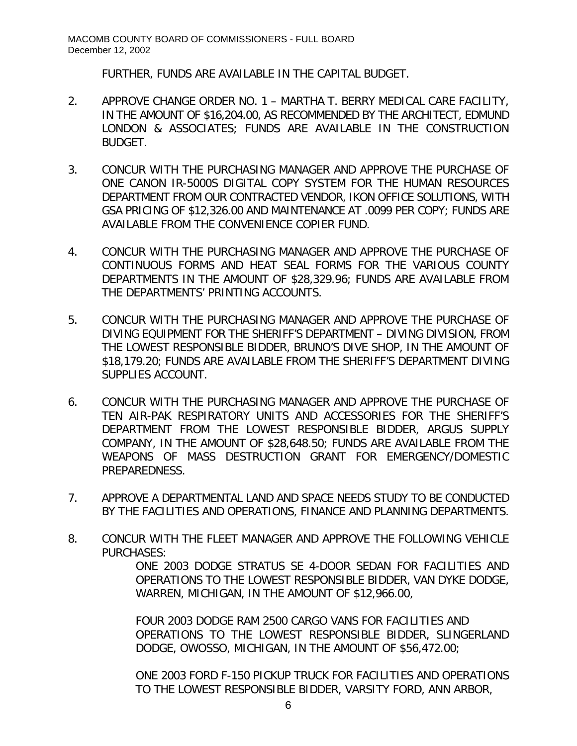FURTHER, FUNDS ARE AVAILABLE IN THE CAPITAL BUDGET.

2. APPROVE CHANGE ORDER NO. 1 – MARTHA T. BERRY MEDICAL CARE FACILITY, IN THE AMOUNT OF $16,204.00, AS RECOMMENDED BY THE ARCHITECT, EDMUND LONDON & ASSOCIATES; FUNDS ARE AVAILABLE IN THE CONSTRUCTION BUDGET.

3. CONCUR WITH THE PURCHASING MANAGER AND APPROVE THE PURCHASE OF ONE CANON IR-5000S DIGITAL COPY SYSTEM FOR THE HUMAN RESOURCES DEPARTMENT FROM OUR CONTRACTED VENDOR, IKON OFFICE SOLUTIONS, WITH GSA PRICING OF $12,326.00 AND MAINTENANCE AT .0099 PER COPY; FUNDS ARE AVAILABLE FROM THE CONVENIENCE COPIER FUND.

4. CONCUR WITH THE PURCHASING MANAGER AND APPROVE THE PURCHASE OF CONTINUOUS FORMS AND HEAT SEAL FORMS FOR THE VARIOUS COUNTY DEPARTMENTS IN THE AMOUNT OF $28,329.96; FUNDS ARE AVAILABLE FROM THE DEPARTMENTS' PRINTING ACCOUNTS.

5. CONCUR WITH THE PURCHASING MANAGER AND APPROVE THE PURCHASE OF DIVING EQUIPMENT FOR THE SHERIFF'S DEPARTMENT – DIVING DIVISION, FROM THE LOWEST RESPONSIBLE BIDDER, BRUNO'S DIVE SHOP, IN THE AMOUNT OF $18,179.20; FUNDS ARE AVAILABLE FROM THE SHERIFF'S DEPARTMENT DIVING SUPPLIES ACCOUNT.

6. CONCUR WITH THE PURCHASING MANAGER AND APPROVE THE PURCHASE OF TEN AIR-PAK RESPIRATORY UNITS AND ACCESSORIES FOR THE SHERIFF'S DEPARTMENT FROM THE LOWEST RESPONSIBLE BIDDER, ARGUS SUPPLY COMPANY, IN THE AMOUNT OF $28,648.50; FUNDS ARE AVAILABLE FROM THE WEAPONS OF MASS DESTRUCTION GRANT FOR EMERGENCY/DOMESTIC PREPAREDNESS.

7. APPROVE A DEPARTMENTAL LAND AND SPACE NEEDS STUDY TO BE CONDUCTED BY THE FACILITIES AND OPERATIONS, FINANCE AND PLANNING DEPARTMENTS.

8. CONCUR WITH THE FLEET MANAGER AND APPROVE THE FOLLOWING VEHICLE PURCHASES:

   ONE 2003 DODGE STRATUS SE 4-DOOR SEDAN FOR FACILITIES AND OPERATIONS TO THE LOWEST RESPONSIBLE BIDDER, VAN DYKE DODGE, WARREN, MICHIGAN, IN THE AMOUNT OF $12,966.00,

   FOUR 2003 DODGE RAM 2500 CARGO VANS FOR FACILITIES AND OPERATIONS TO THE LOWEST RESPONSIBLE BIDDER, SLINGERLAND DODGE, OWOSSO, MICHIGAN, IN THE AMOUNT OF $56,472.00;

   ONE 2003 FORD F-150 PICKUP TRUCK FOR FACILITIES AND OPERATIONS TO THE LOWEST RESPONSIBLE BIDDER, VARSITY FORD, ANN ARBOR,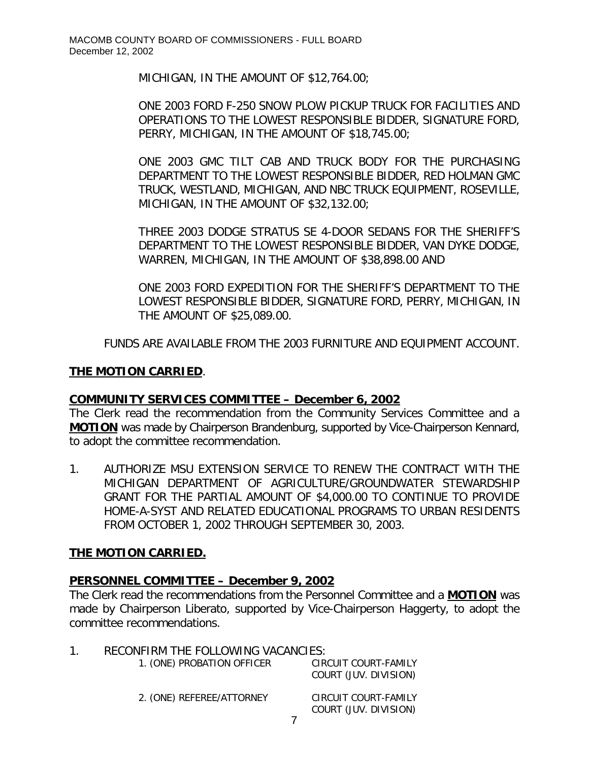MICHIGAN, IN THE AMOUNT OF $12,764.00;

ONE 2003 FORD F-250 SNOW PLOW PICKUP TRUCK FOR FACILITIES AND OPERATIONS TO THE LOWEST RESPONSIBLE BIDDER, SIGNATURE FORD, PERRY, MICHIGAN, IN THE AMOUNT OF $18,745.00;

ONE 2003 GMC TILT CAB AND TRUCK BODY FOR THE PURCHASING DEPARTMENT TO THE LOWEST RESPONSIBLE BIDDER, RED HOLMAN GMC TRUCK, WESTLAND, MICHIGAN, AND NBC TRUCK EQUIPMENT, ROSEVILLE, MICHIGAN, IN THE AMOUNT OF $32,132.00;

THREE 2003 DODGE STRATUS SE 4-DOOR SEDANS FOR THE SHERIFF'S DEPARTMENT TO THE LOWEST RESPONSIBLE BIDDER, VAN DYKE DODGE, WARREN, MICHIGAN, IN THE AMOUNT OF $38,898.00 AND

ONE 2003 FORD EXPEDITION FOR THE SHERIFF'S DEPARTMENT TO THE LOWEST RESPONSIBLE BIDDER, SIGNATURE FORD, PERRY, MICHIGAN, IN THE AMOUNT OF $25,089.00.

FUNDS ARE AVAILABLE FROM THE 2003 FURNITURE AND EQUIPMENT ACCOUNT.

**THE MOTION CARRIED**.

**COMMUNITY SERVICES COMMITTEE – December 6, 2002**

The Clerk read the recommendation from the Community Services Committee and a **MOTION** was made by Chairperson Brandenburg, supported by Vice-Chairperson Kennard, to adopt the committee recommendation.

1. AUTHORIZE MSU EXTENSION SERVICE TO RENEW THE CONTRACT WITH THE MICHIGAN DEPARTMENT OF AGRICULTURE/GROUNDWATER STEWARDSHIP GRANT FOR THE PARTIAL AMOUNT OF $4,000.00 TO CONTINUE TO PROVIDE HOME-A-SYST AND RELATED EDUCATIONAL PROGRAMS TO URBAN RESIDENTS FROM OCTOBER 1, 2002 THROUGH SEPTEMBER 30, 2003.

**THE MOTION CARRIED.**

**PERSONNEL COMMITTEE – December 9, 2002**

The Clerk read the recommendations from the Personnel Committee and a **MOTION** was made by Chairperson Liberato, supported by Vice-Chairperson Haggerty, to adopt the committee recommendations.

1. RECONFIRM THE FOLLOWING VACANCIES:

| | |
|---|---|
| 1. (ONE) PROBATION OFFICER | CIRCUIT COURT-FAMILY COURT (JUV. DIVISION) |
| 2. (ONE) REFEREE/ATTORNEY | CIRCUIT COURT-FAMILY COURT (JUV. DIVISION) |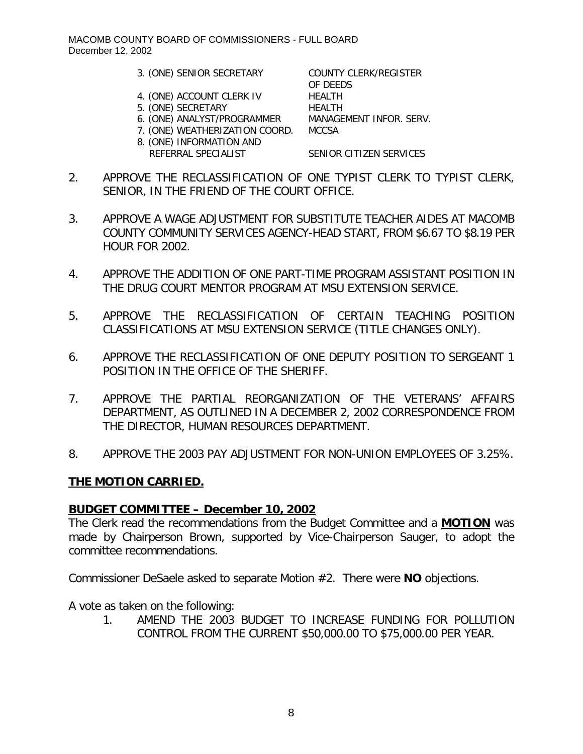| | |
|---|---|
| 3. (ONE) SENIOR SECRETARY | COUNTY CLERK/REGISTER OF DEEDS |
| 4. (ONE) ACCOUNT CLERK IV | HEALTH |
| 5. (ONE) SECRETARY | HEALTH |
| 6. (ONE) ANALYST/PROGRAMMER | MANAGEMENT INFOR. SERV. |
| 7. (ONE) WEATHERIZATION COORD. | MCCSA |
| 8. (ONE) INFORMATION AND REFERRAL SPECIALIST | SENIOR CITIZEN SERVICES |

2. APPROVE THE RECLASSIFICATION OF ONE TYPIST CLERK TO TYPIST CLERK, SENIOR, IN THE FRIEND OF THE COURT OFFICE.

3. APPROVE A WAGE ADJUSTMENT FOR SUBSTITUTE TEACHER AIDES AT MACOMB COUNTY COMMUNITY SERVICES AGENCY-HEAD START, FROM $6.67 TO $8.19 PER HOUR FOR 2002.

4. APPROVE THE ADDITION OF ONE PART-TIME PROGRAM ASSISTANT POSITION IN THE DRUG COURT MENTOR PROGRAM AT MSU EXTENSION SERVICE.

5. APPROVE THE RECLASSIFICATION OF CERTAIN TEACHING POSITION CLASSIFICATIONS AT MSU EXTENSION SERVICE (TITLE CHANGES ONLY).

6. APPROVE THE RECLASSIFICATION OF ONE DEPUTY POSITION TO SERGEANT 1 POSITION IN THE OFFICE OF THE SHERIFF.

7. APPROVE THE PARTIAL REORGANIZATION OF THE VETERANS' AFFAIRS DEPARTMENT, AS OUTLINED IN A DECEMBER 2, 2002 CORRESPONDENCE FROM THE DIRECTOR, HUMAN RESOURCES DEPARTMENT.

8. APPROVE THE 2003 PAY ADJUSTMENT FOR NON-UNION EMPLOYEES OF 3.25%.

**THE MOTION CARRIED.**

**BUDGET COMMITTEE – December 10, 2002**

The Clerk read the recommendations from the Budget Committee and a **MOTION** was made by Chairperson Brown, supported by Vice-Chairperson Sauger, to adopt the committee recommendations.

Commissioner DeSaele asked to separate Motion #2. There were **NO** objections.

A vote as taken on the following:

1. AMEND THE 2003 BUDGET TO INCREASE FUNDING FOR POLLUTION CONTROL FROM THE CURRENT $50,000.00 TO $75,000.00 PER YEAR.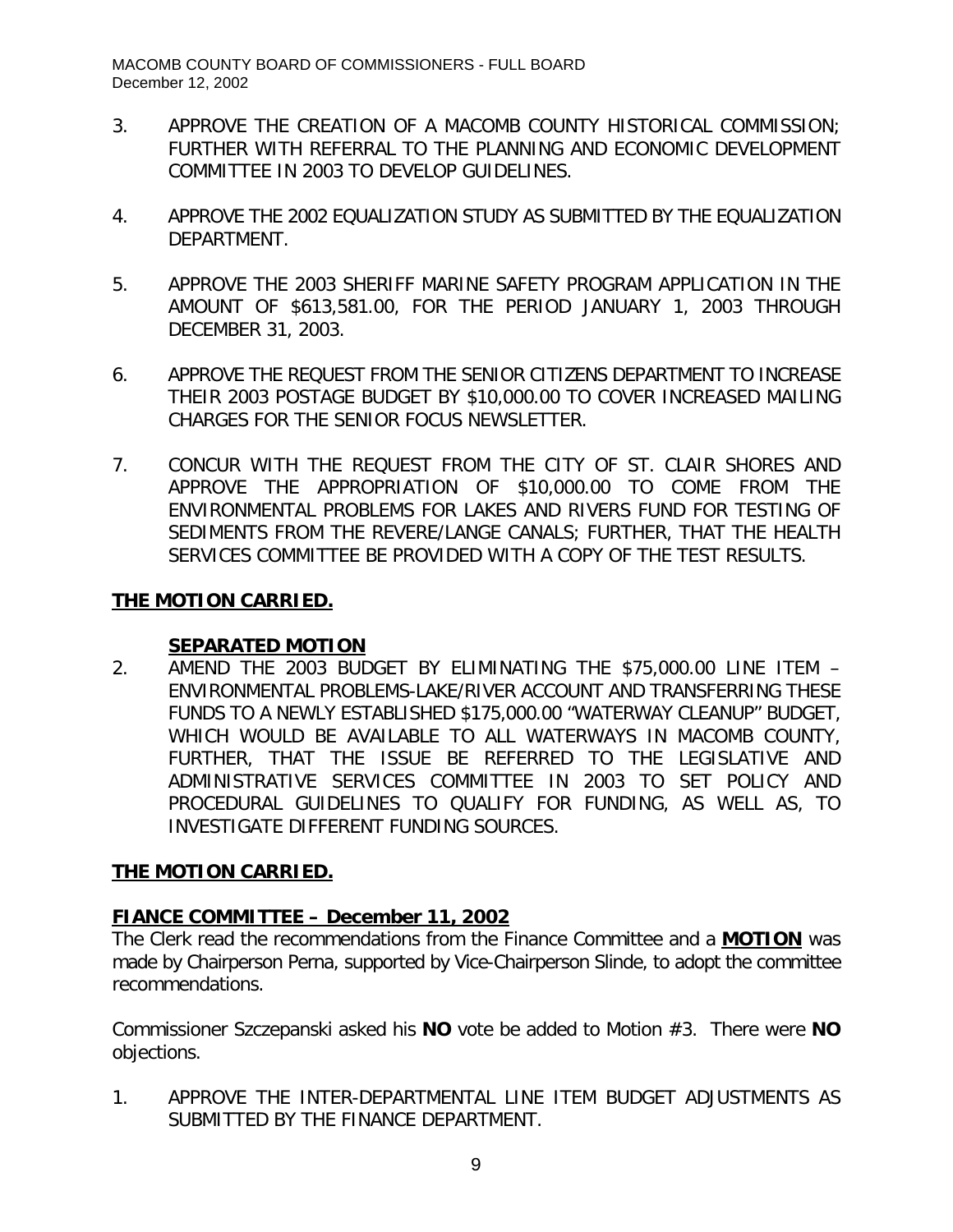3. APPROVE THE CREATION OF A MACOMB COUNTY HISTORICAL COMMISSION; FURTHER WITH REFERRAL TO THE PLANNING AND ECONOMIC DEVELOPMENT COMMITTEE IN 2003 TO DEVELOP GUIDELINES.

4. APPROVE THE 2002 EQUALIZATION STUDY AS SUBMITTED BY THE EQUALIZATION DEPARTMENT.

5. APPROVE THE 2003 SHERIFF MARINE SAFETY PROGRAM APPLICATION IN THE AMOUNT OF $613,581.00, FOR THE PERIOD JANUARY 1, 2003 THROUGH DECEMBER 31, 2003.

6. APPROVE THE REQUEST FROM THE SENIOR CITIZENS DEPARTMENT TO INCREASE THEIR 2003 POSTAGE BUDGET BY $10,000.00 TO COVER INCREASED MAILING CHARGES FOR THE SENIOR FOCUS NEWSLETTER.

7. CONCUR WITH THE REQUEST FROM THE CITY OF ST. CLAIR SHORES AND APPROVE THE APPROPRIATION OF $10,000.00 TO COME FROM THE ENVIRONMENTAL PROBLEMS FOR LAKES AND RIVERS FUND FOR TESTING OF SEDIMENTS FROM THE REVERE/LANGE CANALS; FURTHER, THAT THE HEALTH SERVICES COMMITTEE BE PROVIDED WITH A COPY OF THE TEST RESULTS.

**THE MOTION CARRIED.**

**SEPARATED MOTION**

2. AMEND THE 2003 BUDGET BY ELIMINATING THE $75,000.00 LINE ITEM – ENVIRONMENTAL PROBLEMS-LAKE/RIVER ACCOUNT AND TRANSFERRING THESE FUNDS TO A NEWLY ESTABLISHED $175,000.00 "WATERWAY CLEANUP" BUDGET, WHICH WOULD BE AVAILABLE TO ALL WATERWAYS IN MACOMB COUNTY, FURTHER, THAT THE ISSUE BE REFERRED TO THE LEGISLATIVE AND ADMINISTRATIVE SERVICES COMMITTEE IN 2003 TO SET POLICY AND PROCEDURAL GUIDELINES TO QUALIFY FOR FUNDING, AS WELL AS, TO INVESTIGATE DIFFERENT FUNDING SOURCES.

**THE MOTION CARRIED.**

**FIANCE COMMITTEE – December 11, 2002**

The Clerk read the recommendations from the Finance Committee and a **MOTION** was made by Chairperson Perna, supported by Vice-Chairperson Slinde, to adopt the committee recommendations.

Commissioner Szczepanski asked his **NO** vote be added to Motion #3. There were **NO** objections.

1. APPROVE THE INTER-DEPARTMENTAL LINE ITEM BUDGET ADJUSTMENTS AS SUBMITTED BY THE FINANCE DEPARTMENT.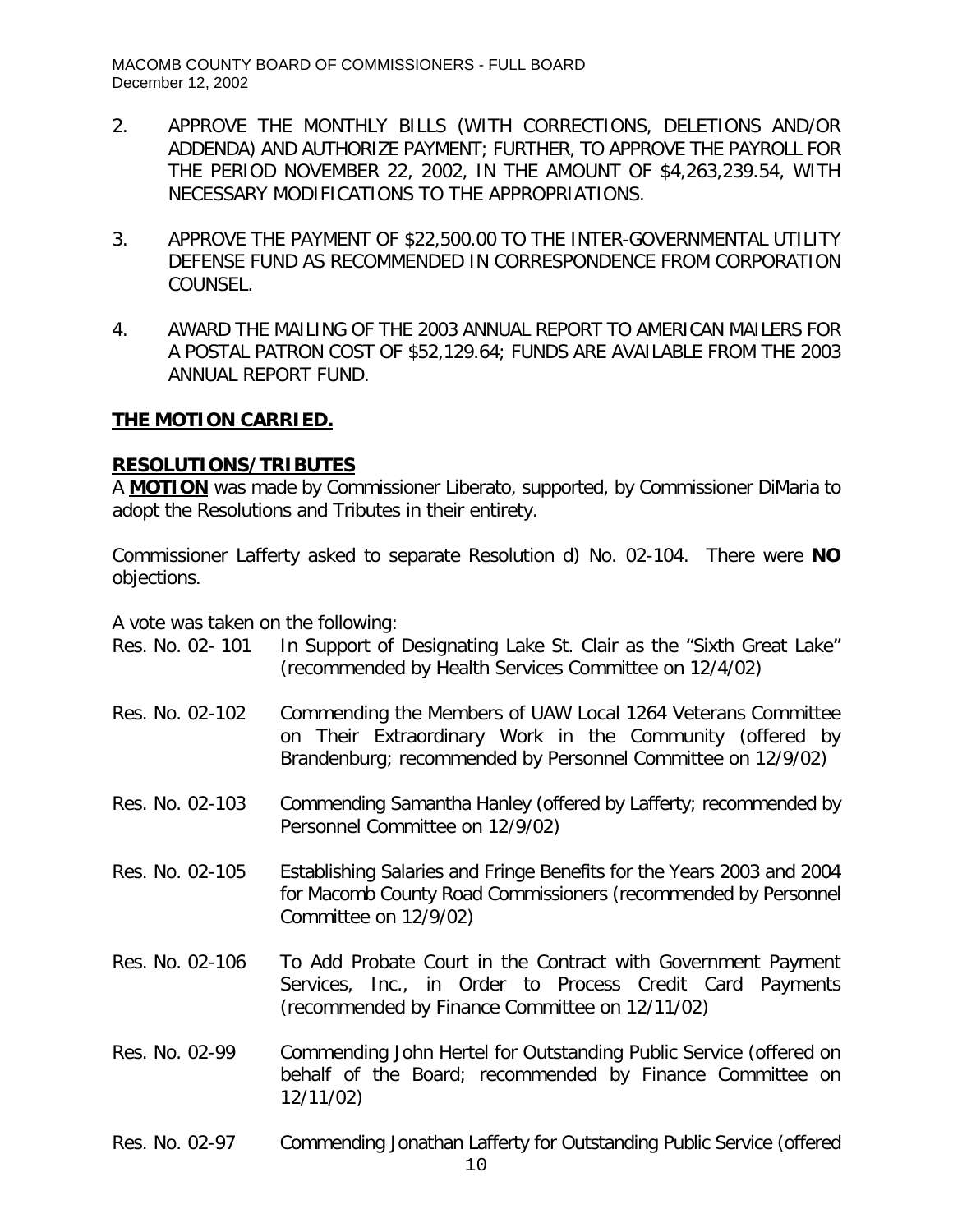2. APPROVE THE MONTHLY BILLS (WITH CORRECTIONS, DELETIONS AND/OR ADDENDA) AND AUTHORIZE PAYMENT; FURTHER, TO APPROVE THE PAYROLL FOR THE PERIOD NOVEMBER 22, 2002, IN THE AMOUNT OF $4,263,239.54, WITH NECESSARY MODIFICATIONS TO THE APPROPRIATIONS.

3. APPROVE THE PAYMENT OF $22,500.00 TO THE INTER-GOVERNMENTAL UTILITY DEFENSE FUND AS RECOMMENDED IN CORRESPONDENCE FROM CORPORATION COUNSEL.

4. AWARD THE MAILING OF THE 2003 ANNUAL REPORT TO AMERICAN MAILERS FOR A POSTAL PATRON COST OF $52,129.64; FUNDS ARE AVAILABLE FROM THE 2003 ANNUAL REPORT FUND.

**THE MOTION CARRIED.**

**RESOLUTIONS/TRIBUTES**

A **MOTION** was made by Commissioner Liberato, supported, by Commissioner DiMaria to adopt the Resolutions and Tributes in their entirety.

Commissioner Lafferty asked to separate Resolution d) No. 02-104. There were **NO** objections.

A vote was taken on the following:

Res. No. 02- 101 In Support of Designating Lake St. Clair as the "Sixth Great Lake" (recommended by Health Services Committee on 12/4/02)

Res. No. 02-102 Commending the Members of UAW Local 1264 Veterans Committee on Their Extraordinary Work in the Community (offered by Brandenburg; recommended by Personnel Committee on 12/9/02)

Res. No. 02-103 Commending Samantha Hanley (offered by Lafferty; recommended by Personnel Committee on 12/9/02)

Res. No. 02-105 Establishing Salaries and Fringe Benefits for the Years 2003 and 2004 for Macomb County Road Commissioners (recommended by Personnel Committee on 12/9/02)

Res. No. 02-106 To Add Probate Court in the Contract with Government Payment Services, Inc., in Order to Process Credit Card Payments (recommended by Finance Committee on 12/11/02)

Res. No. 02-99 Commending John Hertel for Outstanding Public Service (offered on behalf of the Board; recommended by Finance Committee on 12/11/02)

Res. No. 02-97 Commending Jonathan Lafferty for Outstanding Public Service (offered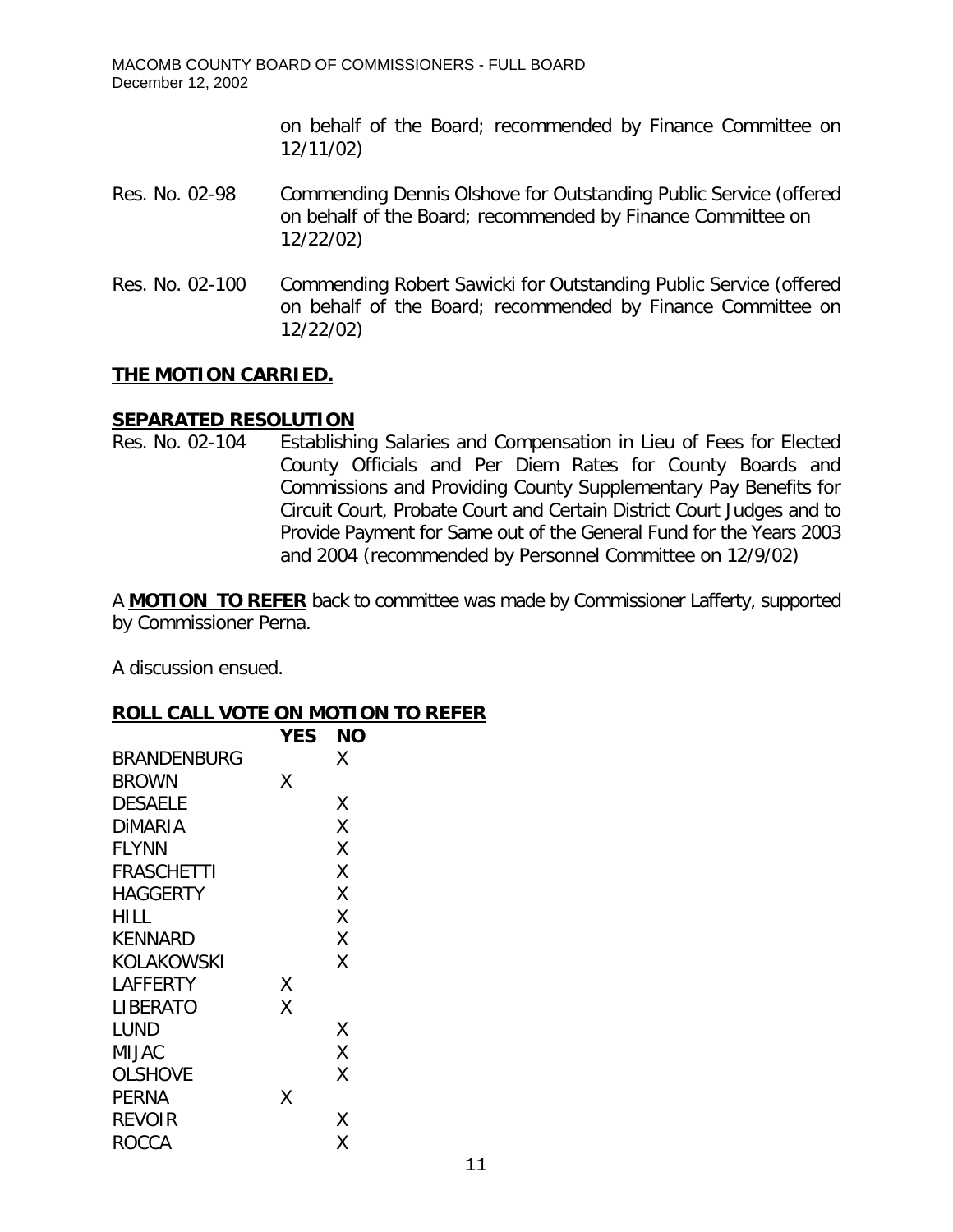on behalf of the Board; recommended by Finance Committee on 12/11/02)

Res. No. 02-98 Commending Dennis Olshove for Outstanding Public Service (offered on behalf of the Board; recommended by Finance Committee on 12/22/02)

Res. No. 02-100 Commending Robert Sawicki for Outstanding Public Service (offered on behalf of the Board; recommended by Finance Committee on 12/22/02)

**THE MOTION CARRIED.**

**SEPARATED RESOLUTION**

Res. No. 02-104 Establishing Salaries and Compensation in Lieu of Fees for Elected County Officials and Per Diem Rates for County Boards and Commissions and Providing County Supplementary Pay Benefits for Circuit Court, Probate Court and Certain District Court Judges and to Provide Payment for Same out of the General Fund for the Years 2003 and 2004 (recommended by Personnel Committee on 12/9/02)

A **MOTION TO REFER** back to committee was made by Commissioner Lafferty, supported by Commissioner Perna.

A discussion ensued.

**ROLL CALL VOTE ON MOTION TO REFER**

| | YES | NO |
|---|---|---|
| BRANDENBURG | | X |
| BROWN | X | |
| DESAELE | | X |
| DiMARIA | | X |
| FLYNN | | X |
| FRASCHETTI | | X |
| HAGGERTY | | X |
| HILL | | X |
| KENNARD | | X |
| KOLAKOWSKI | | X |
| LAFFERTY | X | |
| LIBERATO | X | |
| LUND | | X |
| MIJAC | | X |
| OLSHOVE | | X |
| PERNA | X | |
| REVOIR | | X |
| ROCCA | | X |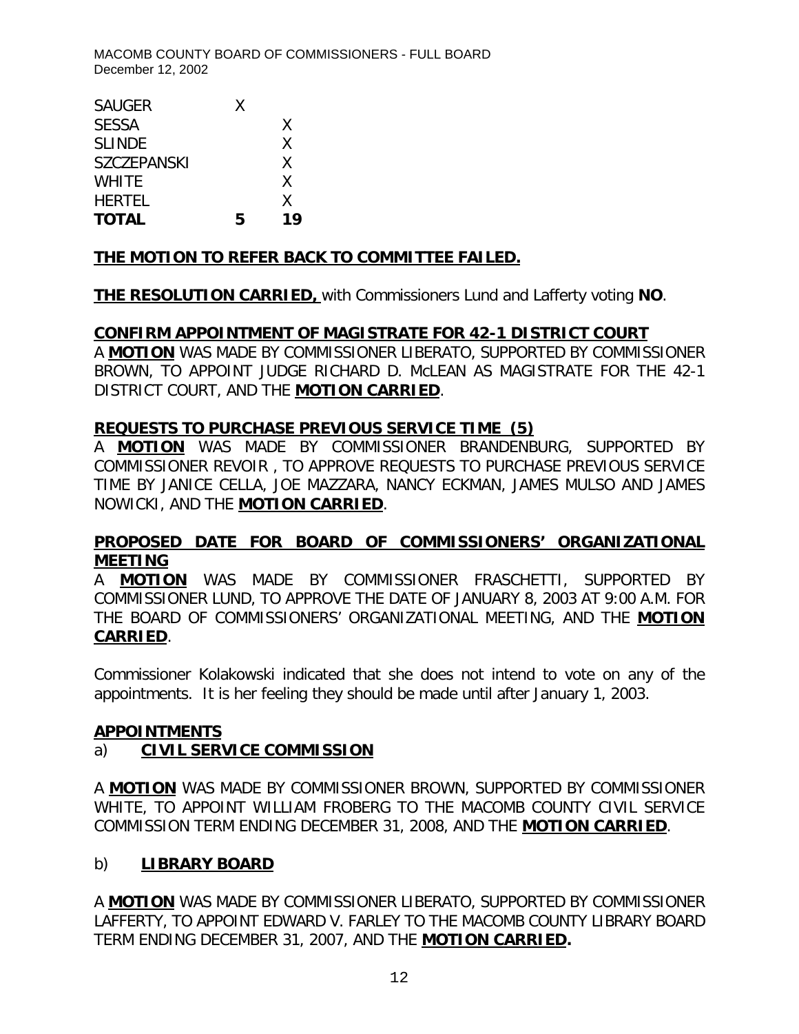| | | |
|---|---|---|
| SAUGER | X | |
| SESSA | | X |
| SLINDE | | X |
| SZCZEPANSKI | | X |
| WHITE | | X |
| HERTEL | | X |
| **TOTAL** | **5** | **19** |

**THE MOTION TO REFER BACK TO COMMITTEE FAILED.**

**THE RESOLUTION CARRIED,** with Commissioners Lund and Lafferty voting **NO**.

**CONFIRM APPOINTMENT OF MAGISTRATE FOR 42-1 DISTRICT COURT**

A **MOTION** WAS MADE BY COMMISSIONER LIBERATO, SUPPORTED BY COMMISSIONER BROWN, TO APPOINT JUDGE RICHARD D. McLEAN AS MAGISTRATE FOR THE 42-1 DISTRICT COURT, AND THE **MOTION CARRIED**.

**REQUESTS TO PURCHASE PREVIOUS SERVICE TIME (5)**

A **MOTION** WAS MADE BY COMMISSIONER BRANDENBURG, SUPPORTED BY COMMISSIONER REVOIR , TO APPROVE REQUESTS TO PURCHASE PREVIOUS SERVICE TIME BY JANICE CELLA, JOE MAZZARA, NANCY ECKMAN, JAMES MULSO AND JAMES NOWICKI, AND THE **MOTION CARRIED**.

**PROPOSED DATE FOR BOARD OF COMMISSIONERS' ORGANIZATIONAL MEETING**

A **MOTION** WAS MADE BY COMMISSIONER FRASCHETTI, SUPPORTED BY COMMISSIONER LUND, TO APPROVE THE DATE OF JANUARY 8, 2003 AT 9:00 A.M. FOR THE BOARD OF COMMISSIONERS' ORGANIZATIONAL MEETING, AND THE **MOTION CARRIED**.

Commissioner Kolakowski indicated that she does not intend to vote on any of the appointments. It is her feeling they should be made until after January 1, 2003.

**APPOINTMENTS**

a) **CIVIL SERVICE COMMISSION**

A **MOTION** WAS MADE BY COMMISSIONER BROWN, SUPPORTED BY COMMISSIONER WHITE, TO APPOINT WILLIAM FROBERG TO THE MACOMB COUNTY CIVIL SERVICE COMMISSION TERM ENDING DECEMBER 31, 2008, AND THE **MOTION CARRIED**.

b) **LIBRARY BOARD**

A **MOTION** WAS MADE BY COMMISSIONER LIBERATO, SUPPORTED BY COMMISSIONER LAFFERTY, TO APPOINT EDWARD V. FARLEY TO THE MACOMB COUNTY LIBRARY BOARD TERM ENDING DECEMBER 31, 2007, AND THE **MOTION CARRIED.**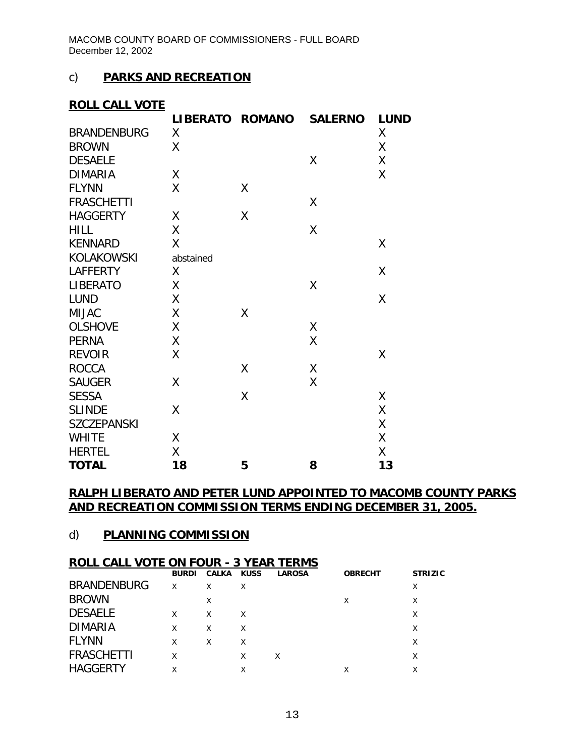c) **PARKS AND RECREATION**

**ROLL CALL VOTE**

| | LIBERATO | ROMANO | SALERNO | LUND |
|---|---|---|---|---|
| BRANDENBURG | X | | | X |
| BROWN | X | | | X |
| DESAELE | | | X | X |
| DIMARIA | X | | | X |
| FLYNN | X | X | | |
| FRASCHETTI | | | X | |
| HAGGERTY | X | X | | |
| HILL | X | | X | |
| KENNARD | X | | | X |
| KOLAKOWSKI | abstained | | | |
| LAFFERTY | X | | | X |
| LIBERATO | X | | X | |
| LUND | X | | | X |
| MIJAC | X | X | | |
| OLSHOVE | X | | X | |
| PERNA | X | | X | |
| REVOIR | X | | | X |
| ROCCA | | X | X | |
| SAUGER | X | | X | |
| SESSA | | X | | X |
| SLINDE | X | | | X |
| SZCZEPANSKI | | | | X |
| WHITE | X | | | X |
| HERTEL | X | | | X |
| **TOTAL** | **18** | **5** | **8** | **13** |

**RALPH LIBERATO AND PETER LUND APPOINTED TO MACOMB COUNTY PARKS AND RECREATION COMMISSION TERMS ENDING DECEMBER 31, 2005.**

d) **PLANNING COMMISSION**

**ROLL CALL VOTE ON FOUR - 3 YEAR TERMS**

| | BURDI | CALKA | KUSS | LAROSA | OBRECHT | STRIZIC |
|---|---|---|---|---|---|---|
| BRANDENBURG | X | X | X | | | X |
| BROWN | | X | | | X | X |
| DESAELE | X | X | X | | | X |
| DIMARIA | X | X | X | | | X |
| FLYNN | X | X | X | | | X |
| FRASCHETTI | X | | X | X | | X |
| HAGGERTY | X | | X | | X | X |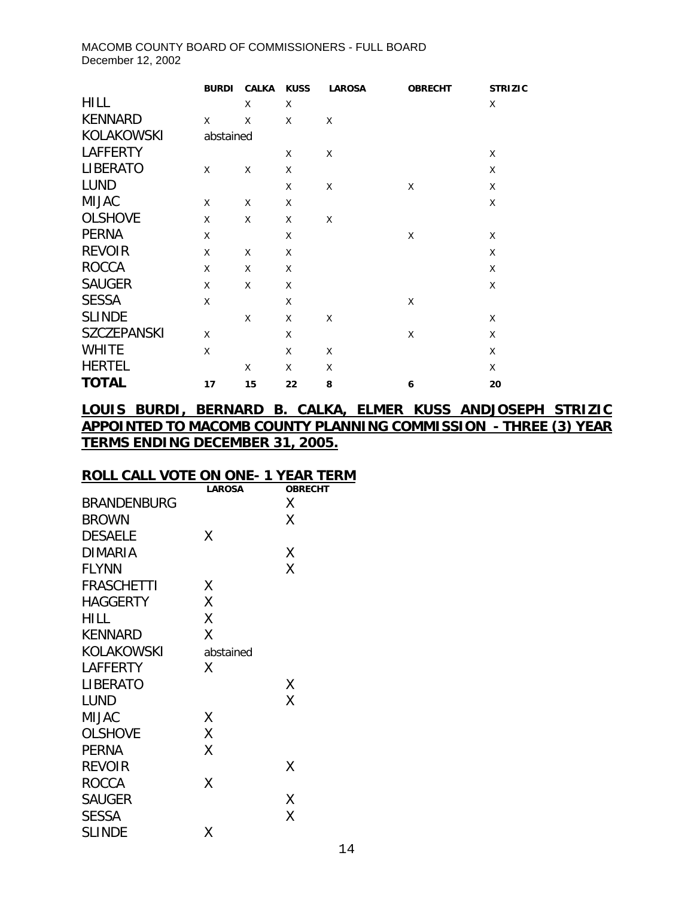| | BURDI | CALKA | KUSS | LAROSA | OBRECHT | STRIZIC |
|---|---|---|---|---|---|---|
| HILL | | X | X | | | X |
| KENNARD | X | X | X | X | | |
| KOLAKOWSKI | abstained | | | | | |
| LAFFERTY | | | X | X | | X |
| LIBERATO | X | X | X | | | X |
| LUND | | | X | X | X | X |
| MIJAC | X | X | X | | | X |
| OLSHOVE | X | X | X | X | | |
| PERNA | X | | X | | X | X |
| REVOIR | X | X | X | | | X |
| ROCCA | X | X | X | | | X |
| SAUGER | X | X | X | | | X |
| SESSA | X | | X | | X | |
| SLINDE | | X | X | X | | X |
| SZCZEPANSKI | X | | X | | X | X |
| WHITE | X | | X | X | | X |
| HERTEL | | X | X | X | | X |
| **TOTAL** | **17** | **15** | **22** | **8** | **6** | **20** |

**LOUIS BURDI, BERNARD B. CALKA, ELMER KUSS ANDJOSEPH STRIZIC APPOINTED TO MACOMB COUNTY PLANNING COMMISSION - THREE (3) YEAR TERMS ENDING DECEMBER 31, 2005.**

**ROLL CALL VOTE ON ONE- 1 YEAR TERM**

| | LAROSA | OBRECHT |
|---|---|---|
| BRANDENBURG | | X |
| BROWN | | X |
| DESAELE | X | |
| DIMARIA | | X |
| FLYNN | | X |
| FRASCHETTI | X | |
| HAGGERTY | X | |
| HILL | X | |
| KENNARD | X | |
| KOLAKOWSKI | abstained | |
| LAFFERTY | X | |
| LIBERATO | | X |
| LUND | | X |
| MIJAC | X | |
| OLSHOVE | X | |
| PERNA | X | |
| REVOIR | | X |
| ROCCA | X | |
| SAUGER | | X |
| SESSA | | X |
| SLINDE | X | |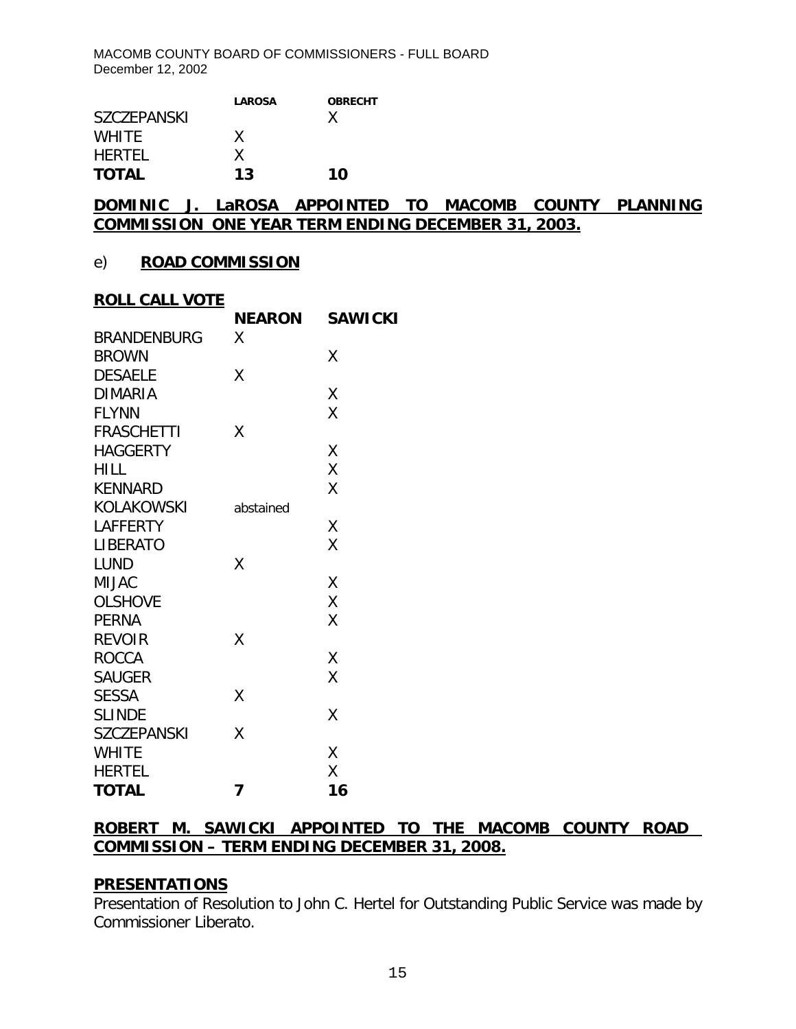| | LAROSA | OBRECHT |
|---|---|---|
| SZCZEPANSKI | | X |
| WHITE | X | |
| HERTEL | X | |
| **TOTAL** | **13** | **10** |

**DOMINIC J. LaROSA APPOINTED TO MACOMB COUNTY PLANNING COMMISSION ONE YEAR TERM ENDING DECEMBER 31, 2003.**

e) **ROAD COMMISSION**

**ROLL CALL VOTE**

| | NEARON | SAWICKI |
|---|---|---|
| BRANDENBURG | X | |
| BROWN | | X |
| DESAELE | X | |
| DIMARIA | | X |
| FLYNN | | X |
| FRASCHETTI | X | |
| HAGGERTY | | X |
| HILL | | X |
| KENNARD | | X |
| KOLAKOWSKI | abstained | |
| LAFFERTY | | X |
| LIBERATO | | X |
| LUND | X | |
| MIJAC | | X |
| OLSHOVE | | X |
| PERNA | | X |
| REVOIR | X | |
| ROCCA | | X |
| SAUGER | | X |
| SESSA | X | |
| SLINDE | | X |
| SZCZEPANSKI | X | |
| WHITE | | X |
| HERTEL | | X |
| **TOTAL** | **7** | **16** |

**ROBERT M. SAWICKI APPOINTED TO THE MACOMB COUNTY ROAD COMMISSION – TERM ENDING DECEMBER 31, 2008.**

**PRESENTATIONS**

Presentation of Resolution to John C. Hertel for Outstanding Public Service was made by Commissioner Liberato.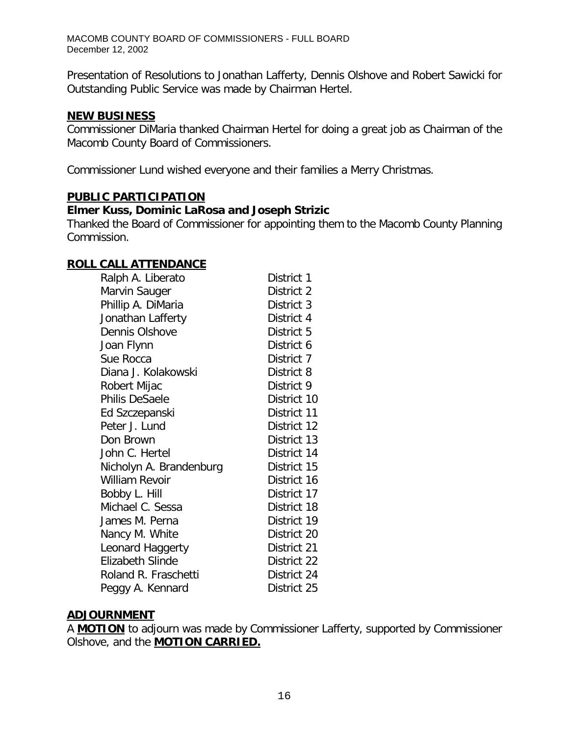Presentation of Resolutions to Jonathan Lafferty, Dennis Olshove and Robert Sawicki for Outstanding Public Service was made by Chairman Hertel.

## NEW BUSINESS

Commissioner DiMaria thanked Chairman Hertel for doing a great job as Chairman of the Macomb County Board of Commissioners.

Commissioner Lund wished everyone and their families a Merry Christmas.

## PUBLIC PARTICIPATION

**Elmer Kuss, Dominic LaRosa and Joseph Strizic**

Thanked the Board of Commissioner for appointing them to the Macomb County Planning Commission.

## ROLL CALL ATTENDANCE

| | |
|---|---|
| Ralph A. Liberato | District 1 |
| Marvin Sauger | District 2 |
| Phillip A. DiMaria | District 3 |
| Jonathan Lafferty | District 4 |
| Dennis Olshove | District 5 |
| Joan Flynn | District 6 |
| Sue Rocca | District 7 |
| Diana J. Kolakowski | District 8 |
| Robert Mijac | District 9 |
| Philis DeSaele | District 10 |
| Ed Szczepanski | District 11 |
| Peter J. Lund | District 12 |
| Don Brown | District 13 |
| John C. Hertel | District 14 |
| Nicholyn A. Brandenburg | District 15 |
| William Revoir | District 16 |
| Bobby L. Hill | District 17 |
| Michael C. Sessa | District 18 |
| James M. Perna | District 19 |
| Nancy M. White | District 20 |
| Leonard Haggerty | District 21 |
| Elizabeth Slinde | District 22 |
| Roland R. Fraschetti | District 24 |
| Peggy A. Kennard | District 25 |

## ADJOURNMENT

A **MOTION** to adjourn was made by Commissioner Lafferty, supported by Commissioner Olshove, and the **MOTION CARRIED.**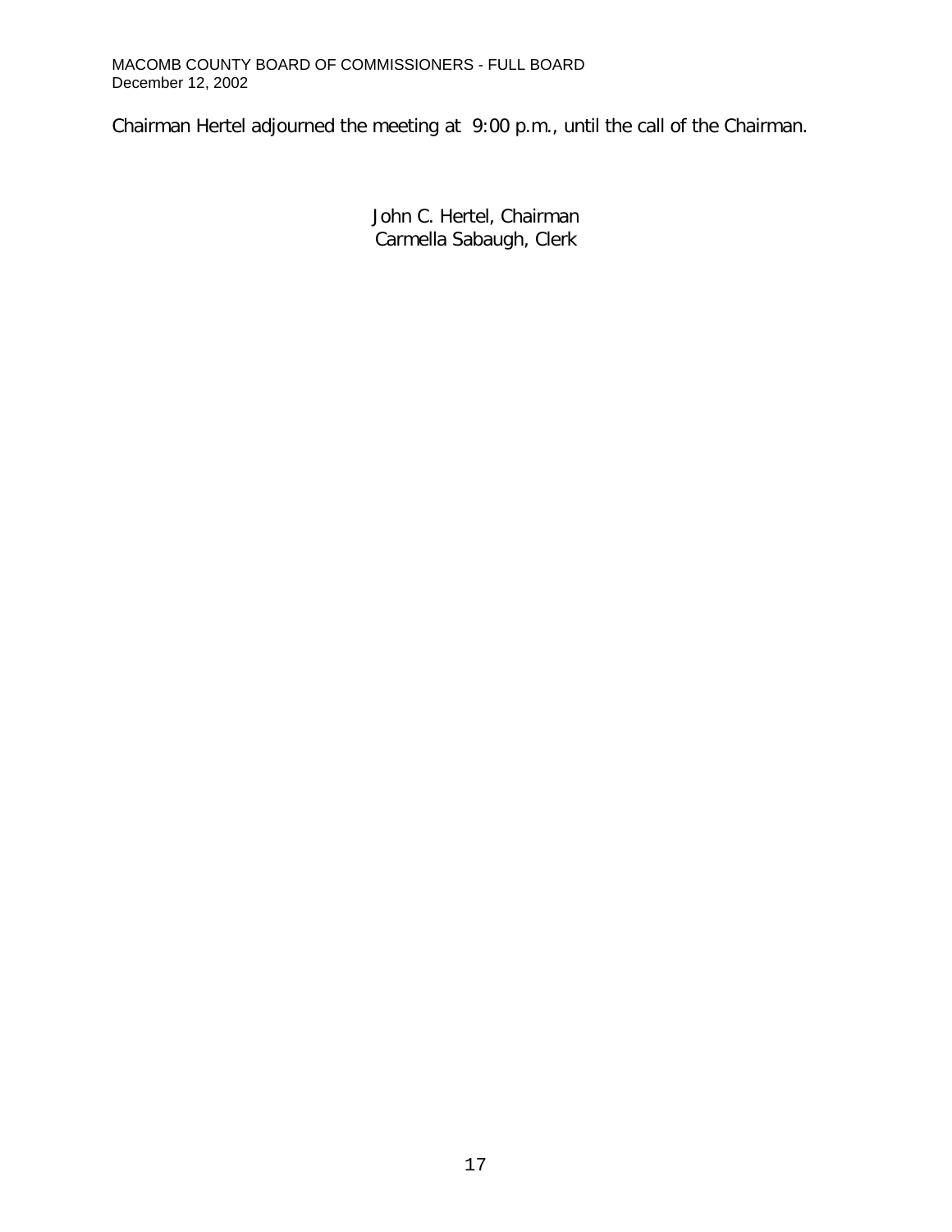Chairman Hertel adjourned the meeting at 9:00 p.m., until the call of the Chairman.

John C. Hertel, Chairman
Carmella Sabaugh, Clerk